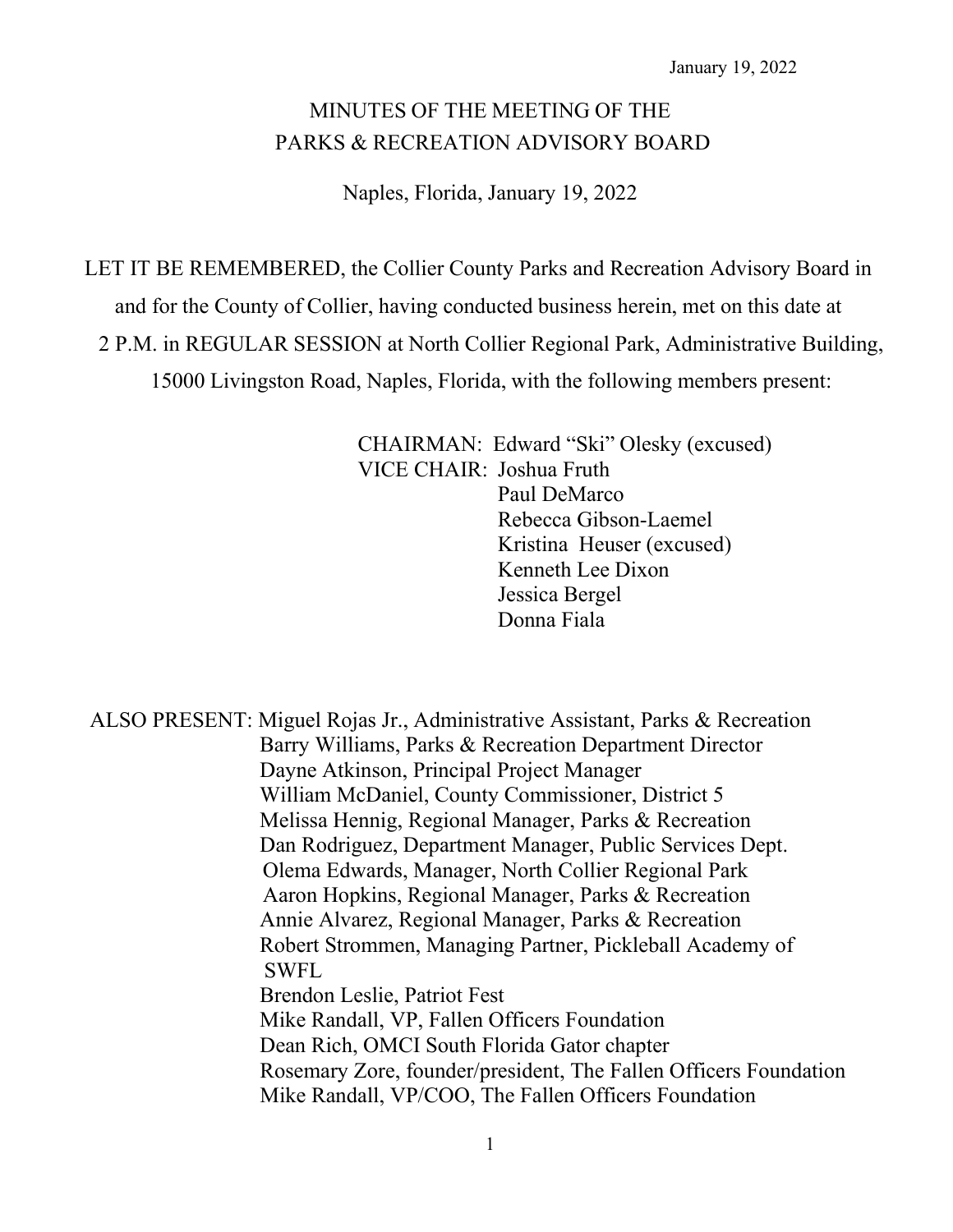January 19, 2022

# MINUTES OF THE MEETING OF THE PARKS & RECREATION ADVISORY BOARD

Naples, Florida, January 19, 2022

LET IT BE REMEMBERED, the Collier County Parks and Recreation Advisory Board in and for the County of Collier, having conducted business herein, met on this date at 2 P.M. in REGULAR SESSION at North Collier Regional Park, Administrative Building, 15000 Livingston Road, Naples, Florida, with the following members present:

CHAIRMAN: Edward "Ski" Olesky (excused)
VICE CHAIR: Joshua Fruth
Paul DeMarco
Rebecca Gibson-Laemel
Kristina Heuser (excused)
Kenneth Lee Dixon
Jessica Bergel
Donna Fiala

ALSO PRESENT: Miguel Rojas Jr., Administrative Assistant, Parks & Recreation
Barry Williams, Parks & Recreation Department Director
Dayne Atkinson, Principal Project Manager
William McDaniel, County Commissioner, District 5
Melissa Hennig, Regional Manager, Parks & Recreation
Dan Rodriguez, Department Manager, Public Services Dept.
Olema Edwards, Manager, North Collier Regional Park
Aaron Hopkins, Regional Manager, Parks & Recreation
Annie Alvarez, Regional Manager, Parks & Recreation
Robert Strommen, Managing Partner, Pickleball Academy of SWFL
Brendon Leslie, Patriot Fest
Mike Randall, VP, Fallen Officers Foundation
Dean Rich, OMCI South Florida Gator chapter
Rosemary Zore, founder/president, The Fallen Officers Foundation
Mike Randall, VP/COO, The Fallen Officers Foundation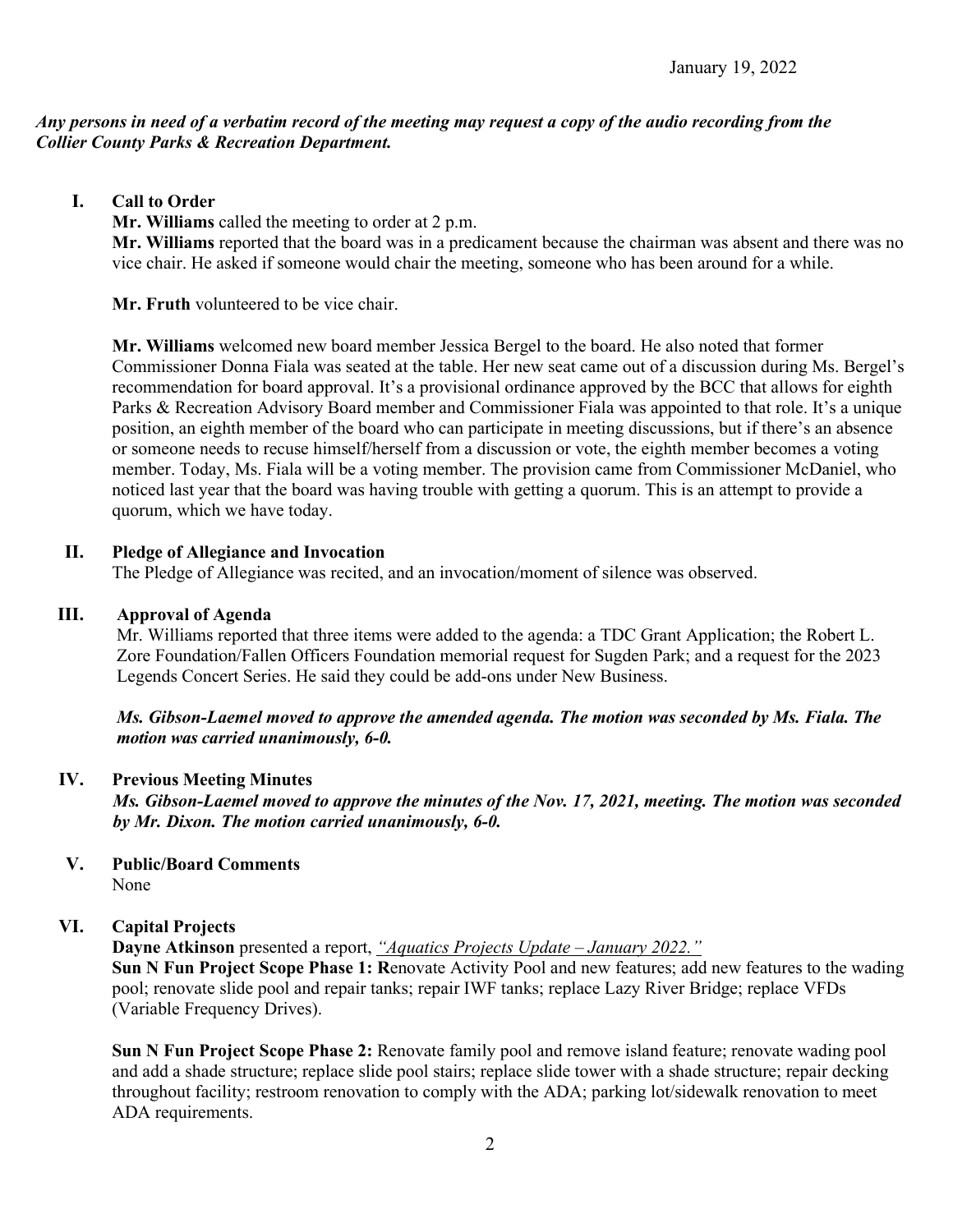January 19, 2022

***Any persons in need of a verbatim record of the meeting may request a copy of the audio recording from the Collier County Parks & Recreation Department.***

## I. Call to Order

**Mr. Williams** called the meeting to order at 2 p.m.

**Mr. Williams** reported that the board was in a predicament because the chairman was absent and there was no vice chair. He asked if someone would chair the meeting, someone who has been around for a while.

**Mr. Fruth** volunteered to be vice chair.

**Mr. Williams** welcomed new board member Jessica Bergel to the board. He also noted that former Commissioner Donna Fiala was seated at the table. Her new seat came out of a discussion during Ms. Bergel's recommendation for board approval. It's a provisional ordinance approved by the BCC that allows for eighth Parks & Recreation Advisory Board member and Commissioner Fiala was appointed to that role. It's a unique position, an eighth member of the board who can participate in meeting discussions, but if there's an absence or someone needs to recuse himself/herself from a discussion or vote, the eighth member becomes a voting member. Today, Ms. Fiala will be a voting member. The provision came from Commissioner McDaniel, who noticed last year that the board was having trouble with getting a quorum. This is an attempt to provide a quorum, which we have today.

## II. Pledge of Allegiance and Invocation

The Pledge of Allegiance was recited, and an invocation/moment of silence was observed.

## III. Approval of Agenda

Mr. Williams reported that three items were added to the agenda: a TDC Grant Application; the Robert L. Zore Foundation/Fallen Officers Foundation memorial request for Sugden Park; and a request for the 2023 Legends Concert Series. He said they could be add-ons under New Business.

***Ms. Gibson-Laemel moved to approve the amended agenda. The motion was seconded by Ms. Fiala. The motion was carried unanimously, 6-0.***

## IV. Previous Meeting Minutes

***Ms. Gibson-Laemel moved to approve the minutes of the Nov. 17, 2021, meeting. The motion was seconded by Mr. Dixon. The motion carried unanimously, 6-0.***

## V. Public/Board Comments

None

## VI. Capital Projects

**Dayne Atkinson** presented a report, *"Aquatics Projects Update – January 2022."*

**Sun N Fun Project Scope Phase 1: R**enovate Activity Pool and new features; add new features to the wading pool; renovate slide pool and repair tanks; repair IWF tanks; replace Lazy River Bridge; replace VFDs (Variable Frequency Drives).

**Sun N Fun Project Scope Phase 2:** Renovate family pool and remove island feature; renovate wading pool and add a shade structure; replace slide pool stairs; replace slide tower with a shade structure; repair decking throughout facility; restroom renovation to comply with the ADA; parking lot/sidewalk renovation to meet ADA requirements.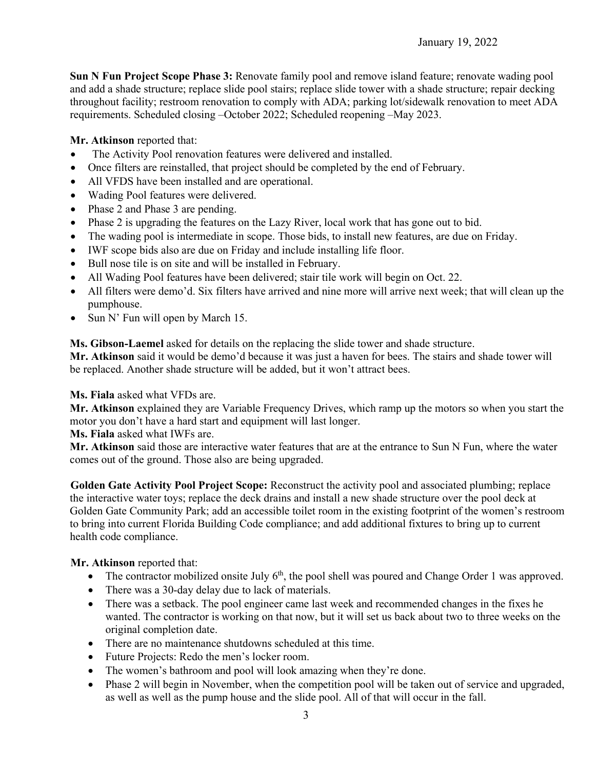January 19, 2022

**Sun N Fun Project Scope Phase 3:** Renovate family pool and remove island feature; renovate wading pool and add a shade structure; replace slide pool stairs; replace slide tower with a shade structure; repair decking throughout facility; restroom renovation to comply with ADA; parking lot/sidewalk renovation to meet ADA requirements. Scheduled closing –October 2022; Scheduled reopening –May 2023.

**Mr. Atkinson** reported that:

- The Activity Pool renovation features were delivered and installed.
- Once filters are reinstalled, that project should be completed by the end of February.
- All VFDS have been installed and are operational.
- Wading Pool features were delivered.
- Phase 2 and Phase 3 are pending.
- Phase 2 is upgrading the features on the Lazy River, local work that has gone out to bid.
- The wading pool is intermediate in scope. Those bids, to install new features, are due on Friday.
- IWF scope bids also are due on Friday and include installing life floor.
- Bull nose tile is on site and will be installed in February.
- All Wading Pool features have been delivered; stair tile work will begin on Oct. 22.
- All filters were demo'd. Six filters have arrived and nine more will arrive next week; that will clean up the pumphouse.
- Sun N' Fun will open by March 15.

**Ms. Gibson-Laemel** asked for details on the replacing the slide tower and shade structure.
**Mr. Atkinson** said it would be demo'd because it was just a haven for bees. The stairs and shade tower will be replaced. Another shade structure will be added, but it won't attract bees.

**Ms. Fiala** asked what VFDs are.
**Mr. Atkinson** explained they are Variable Frequency Drives, which ramp up the motors so when you start the motor you don't have a hard start and equipment will last longer.
**Ms. Fiala** asked what IWFs are.
**Mr. Atkinson** said those are interactive water features that are at the entrance to Sun N Fun, where the water comes out of the ground. Those also are being upgraded.

**Golden Gate Activity Pool Project Scope:** Reconstruct the activity pool and associated plumbing; replace the interactive water toys; replace the deck drains and install a new shade structure over the pool deck at Golden Gate Community Park; add an accessible toilet room in the existing footprint of the women's restroom to bring into current Florida Building Code compliance; and add additional fixtures to bring up to current health code compliance.

**Mr. Atkinson** reported that:

- The contractor mobilized onsite July 6th, the pool shell was poured and Change Order 1 was approved.
- There was a 30-day delay due to lack of materials.
- There was a setback. The pool engineer came last week and recommended changes in the fixes he wanted. The contractor is working on that now, but it will set us back about two to three weeks on the original completion date.
- There are no maintenance shutdowns scheduled at this time.
- Future Projects: Redo the men's locker room.
- The women's bathroom and pool will look amazing when they're done.
- Phase 2 will begin in November, when the competition pool will be taken out of service and upgraded, as well as well as the pump house and the slide pool. All of that will occur in the fall.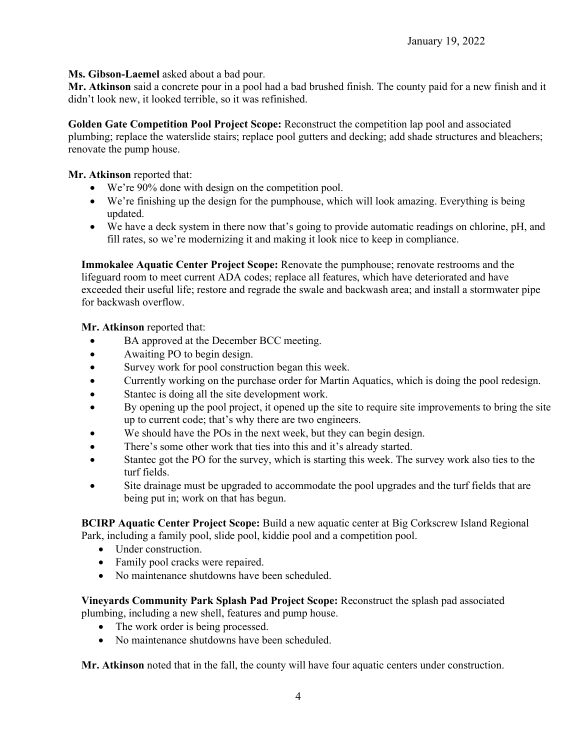**Ms. Gibson-Laemel** asked about a bad pour.
**Mr. Atkinson** said a concrete pour in a pool had a bad brushed finish. The county paid for a new finish and it didn't look new, it looked terrible, so it was refinished.

**Golden Gate Competition Pool Project Scope:** Reconstruct the competition lap pool and associated plumbing; replace the waterslide stairs; replace pool gutters and decking; add shade structures and bleachers; renovate the pump house.

**Mr. Atkinson** reported that:

- We're 90% done with design on the competition pool.
- We're finishing up the design for the pumphouse, which will look amazing. Everything is being updated.
- We have a deck system in there now that's going to provide automatic readings on chlorine, pH, and fill rates, so we're modernizing it and making it look nice to keep in compliance.

**Immokalee Aquatic Center Project Scope:** Renovate the pumphouse; renovate restrooms and the lifeguard room to meet current ADA codes; replace all features, which have deteriorated and have exceeded their useful life; restore and regrade the swale and backwash area; and install a stormwater pipe for backwash overflow.

**Mr. Atkinson** reported that:

- BA approved at the December BCC meeting.
- Awaiting PO to begin design.
- Survey work for pool construction began this week.
- Currently working on the purchase order for Martin Aquatics, which is doing the pool redesign.
- Stantec is doing all the site development work.
- By opening up the pool project, it opened up the site to require site improvements to bring the site up to current code; that's why there are two engineers.
- We should have the POs in the next week, but they can begin design.
- There's some other work that ties into this and it's already started.
- Stantec got the PO for the survey, which is starting this week. The survey work also ties to the turf fields.
- Site drainage must be upgraded to accommodate the pool upgrades and the turf fields that are being put in; work on that has begun.

**BCIRP Aquatic Center Project Scope:** Build a new aquatic center at Big Corkscrew Island Regional Park, including a family pool, slide pool, kiddie pool and a competition pool.

- Under construction.
- Family pool cracks were repaired.
- No maintenance shutdowns have been scheduled.

**Vineyards Community Park Splash Pad Project Scope:** Reconstruct the splash pad associated plumbing, including a new shell, features and pump house.

- The work order is being processed.
- No maintenance shutdowns have been scheduled.

**Mr. Atkinson** noted that in the fall, the county will have four aquatic centers under construction.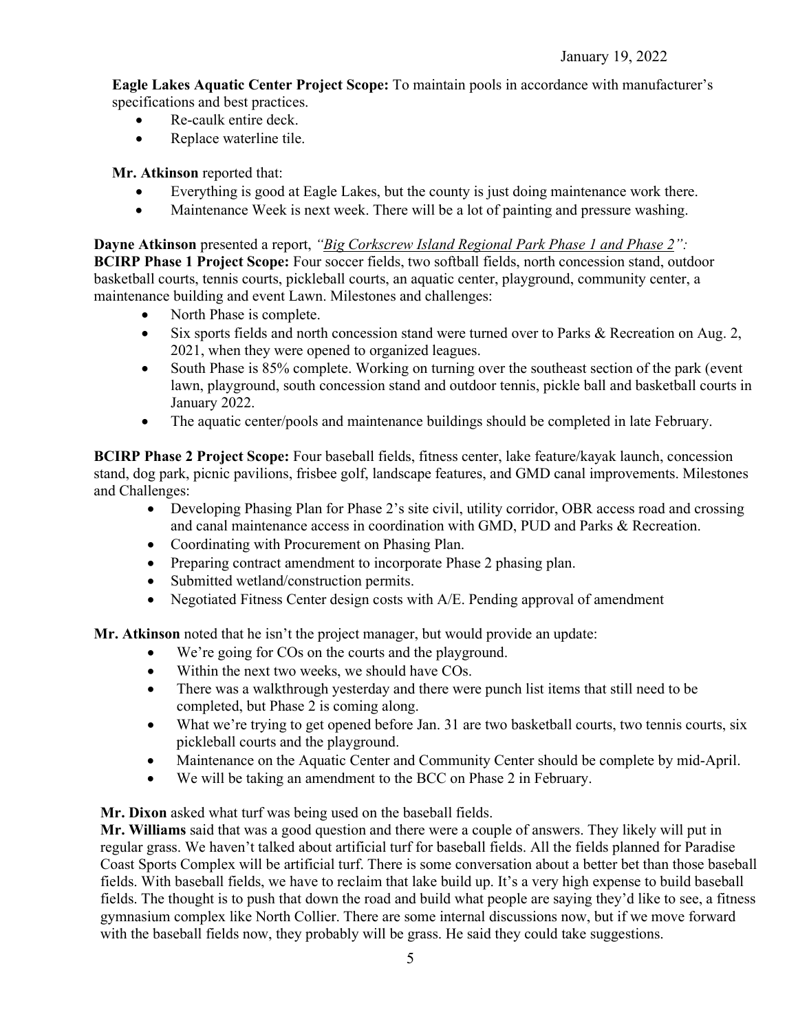**Eagle Lakes Aquatic Center Project Scope:** To maintain pools in accordance with manufacturer's specifications and best practices.

- Re-caulk entire deck.
- Replace waterline tile.

**Mr. Atkinson** reported that:

- Everything is good at Eagle Lakes, but the county is just doing maintenance work there.
- Maintenance Week is next week. There will be a lot of painting and pressure washing.

**Dayne Atkinson** presented a report, *"Big Corkscrew Island Regional Park Phase 1 and Phase 2":*
**BCIRP Phase 1 Project Scope:** Four soccer fields, two softball fields, north concession stand, outdoor basketball courts, tennis courts, pickleball courts, an aquatic center, playground, community center, a maintenance building and event Lawn. Milestones and challenges:

- North Phase is complete.
- Six sports fields and north concession stand were turned over to Parks & Recreation on Aug. 2, 2021, when they were opened to organized leagues.
- South Phase is 85% complete. Working on turning over the southeast section of the park (event lawn, playground, south concession stand and outdoor tennis, pickle ball and basketball courts in January 2022.
- The aquatic center/pools and maintenance buildings should be completed in late February.

**BCIRP Phase 2 Project Scope:** Four baseball fields, fitness center, lake feature/kayak launch, concession stand, dog park, picnic pavilions, frisbee golf, landscape features, and GMD canal improvements. Milestones and Challenges:

- Developing Phasing Plan for Phase 2's site civil, utility corridor, OBR access road and crossing and canal maintenance access in coordination with GMD, PUD and Parks & Recreation.
- Coordinating with Procurement on Phasing Plan.
- Preparing contract amendment to incorporate Phase 2 phasing plan.
- Submitted wetland/construction permits.
- Negotiated Fitness Center design costs with A/E. Pending approval of amendment

**Mr. Atkinson** noted that he isn't the project manager, but would provide an update:

- We're going for COs on the courts and the playground.
- Within the next two weeks, we should have COs.
- There was a walkthrough yesterday and there were punch list items that still need to be completed, but Phase 2 is coming along.
- What we're trying to get opened before Jan. 31 are two basketball courts, two tennis courts, six pickleball courts and the playground.
- Maintenance on the Aquatic Center and Community Center should be complete by mid-April.
- We will be taking an amendment to the BCC on Phase 2 in February.

**Mr. Dixon** asked what turf was being used on the baseball fields.
**Mr. Williams** said that was a good question and there were a couple of answers. They likely will put in regular grass. We haven't talked about artificial turf for baseball fields. All the fields planned for Paradise Coast Sports Complex will be artificial turf. There is some conversation about a better bet than those baseball fields. With baseball fields, we have to reclaim that lake build up. It's a very high expense to build baseball fields. The thought is to push that down the road and build what people are saying they'd like to see, a fitness gymnasium complex like North Collier. There are some internal discussions now, but if we move forward with the baseball fields now, they probably will be grass. He said they could take suggestions.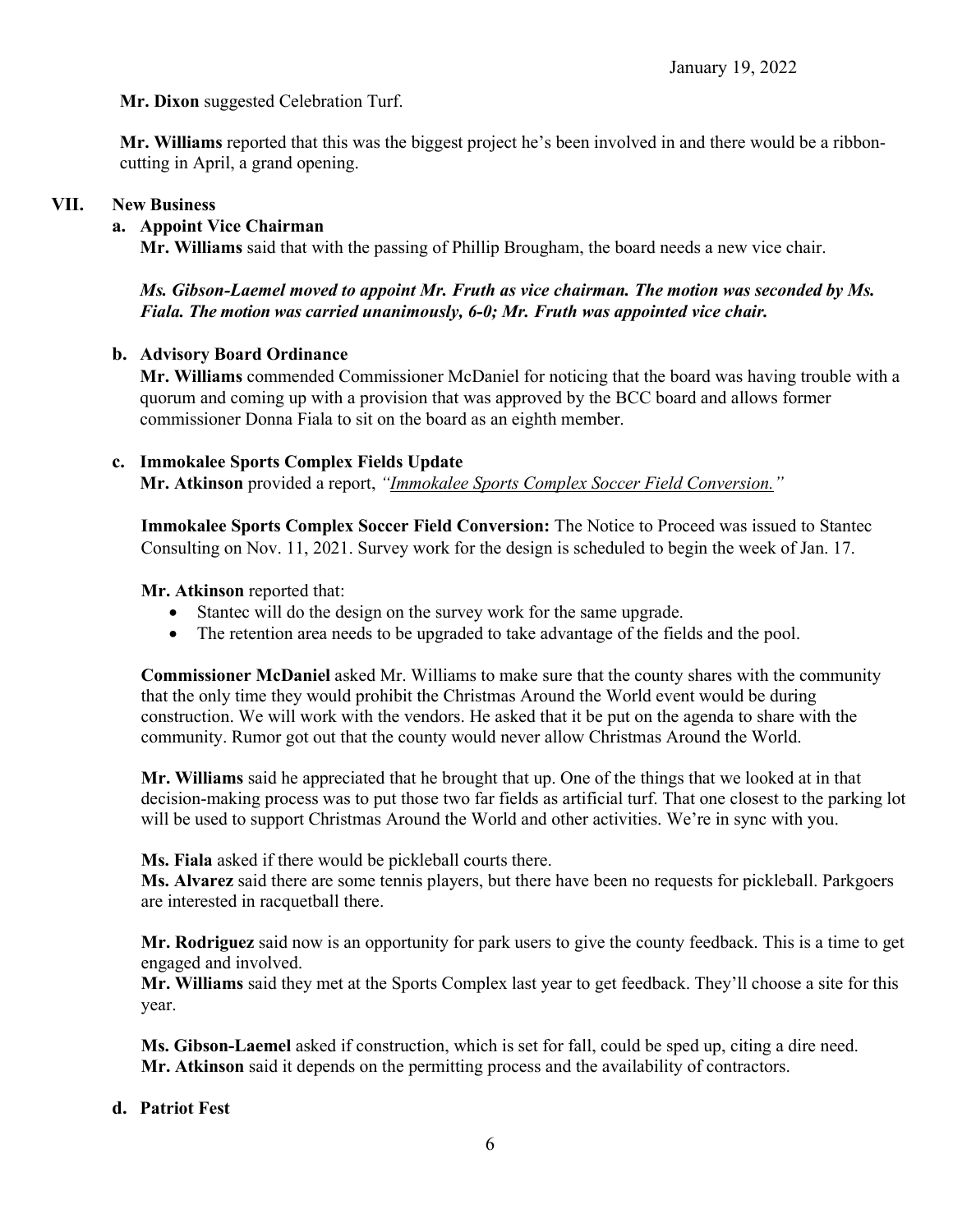**Mr. Dixon** suggested Celebration Turf.

**Mr. Williams** reported that this was the biggest project he's been involved in and there would be a ribbon-cutting in April, a grand opening.

## VII. New Business

### a. Appoint Vice Chairman

**Mr. Williams** said that with the passing of Phillip Brougham, the board needs a new vice chair.

***Ms. Gibson-Laemel moved to appoint Mr. Fruth as vice chairman. The motion was seconded by Ms. Fiala. The motion was carried unanimously, 6-0; Mr. Fruth was appointed vice chair.***

### b. Advisory Board Ordinance

**Mr. Williams** commended Commissioner McDaniel for noticing that the board was having trouble with a quorum and coming up with a provision that was approved by the BCC board and allows former commissioner Donna Fiala to sit on the board as an eighth member.

### c. Immokalee Sports Complex Fields Update

**Mr. Atkinson** provided a report, *"Immokalee Sports Complex Soccer Field Conversion."*

**Immokalee Sports Complex Soccer Field Conversion:** The Notice to Proceed was issued to Stantec Consulting on Nov. 11, 2021. Survey work for the design is scheduled to begin the week of Jan. 17.

**Mr. Atkinson** reported that:

- Stantec will do the design on the survey work for the same upgrade.
- The retention area needs to be upgraded to take advantage of the fields and the pool.

**Commissioner McDaniel** asked Mr. Williams to make sure that the county shares with the community that the only time they would prohibit the Christmas Around the World event would be during construction. We will work with the vendors. He asked that it be put on the agenda to share with the community. Rumor got out that the county would never allow Christmas Around the World.

**Mr. Williams** said he appreciated that he brought that up. One of the things that we looked at in that decision-making process was to put those two far fields as artificial turf. That one closest to the parking lot will be used to support Christmas Around the World and other activities. We're in sync with you.

**Ms. Fiala** asked if there would be pickleball courts there.
**Ms. Alvarez** said there are some tennis players, but there have been no requests for pickleball. Parkgoers are interested in racquetball there.

**Mr. Rodriguez** said now is an opportunity for park users to give the county feedback. This is a time to get engaged and involved.
**Mr. Williams** said they met at the Sports Complex last year to get feedback. They'll choose a site for this year.

**Ms. Gibson-Laemel** asked if construction, which is set for fall, could be sped up, citing a dire need.
**Mr. Atkinson** said it depends on the permitting process and the availability of contractors.

### d. Patriot Fest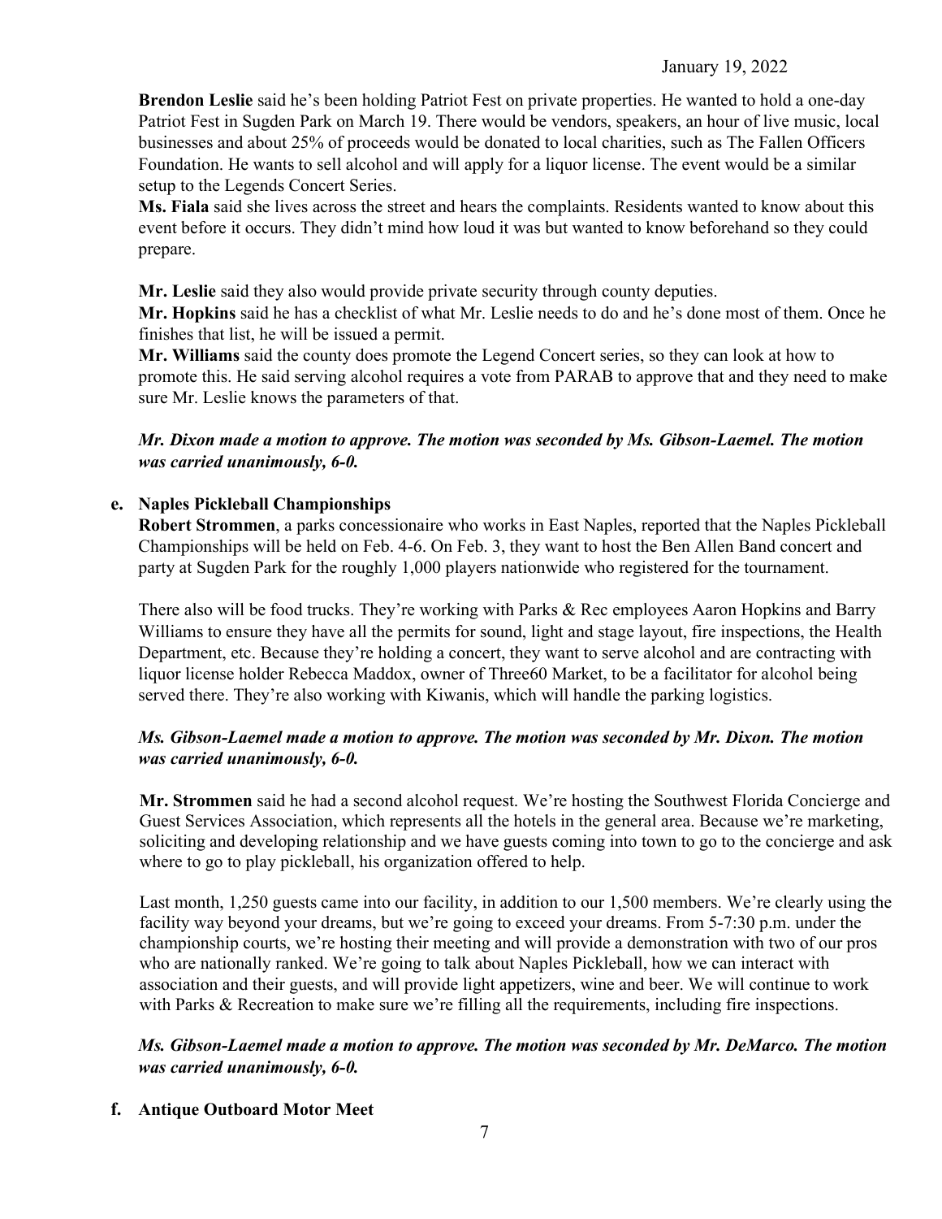**Brendon Leslie** said he's been holding Patriot Fest on private properties. He wanted to hold a one-day Patriot Fest in Sugden Park on March 19. There would be vendors, speakers, an hour of live music, local businesses and about 25% of proceeds would be donated to local charities, such as The Fallen Officers Foundation. He wants to sell alcohol and will apply for a liquor license. The event would be a similar setup to the Legends Concert Series.

**Ms. Fiala** said she lives across the street and hears the complaints. Residents wanted to know about this event before it occurs. They didn't mind how loud it was but wanted to know beforehand so they could prepare.

**Mr. Leslie** said they also would provide private security through county deputies.

**Mr. Hopkins** said he has a checklist of what Mr. Leslie needs to do and he's done most of them. Once he finishes that list, he will be issued a permit.

**Mr. Williams** said the county does promote the Legend Concert series, so they can look at how to promote this. He said serving alcohol requires a vote from PARAB to approve that and they need to make sure Mr. Leslie knows the parameters of that.

***Mr. Dixon made a motion to approve. The motion was seconded by Ms. Gibson-Laemel. The motion was carried unanimously, 6-0.***

**e. Naples Pickleball Championships**

**Robert Strommen**, a parks concessionaire who works in East Naples, reported that the Naples Pickleball Championships will be held on Feb. 4-6. On Feb. 3, they want to host the Ben Allen Band concert and party at Sugden Park for the roughly 1,000 players nationwide who registered for the tournament.

There also will be food trucks. They're working with Parks & Rec employees Aaron Hopkins and Barry Williams to ensure they have all the permits for sound, light and stage layout, fire inspections, the Health Department, etc. Because they're holding a concert, they want to serve alcohol and are contracting with liquor license holder Rebecca Maddox, owner of Three60 Market, to be a facilitator for alcohol being served there. They're also working with Kiwanis, which will handle the parking logistics.

***Ms. Gibson-Laemel made a motion to approve. The motion was seconded by Mr. Dixon. The motion was carried unanimously, 6-0.***

**Mr. Strommen** said he had a second alcohol request. We're hosting the Southwest Florida Concierge and Guest Services Association, which represents all the hotels in the general area. Because we're marketing, soliciting and developing relationship and we have guests coming into town to go to the concierge and ask where to go to play pickleball, his organization offered to help.

Last month, 1,250 guests came into our facility, in addition to our 1,500 members. We're clearly using the facility way beyond your dreams, but we're going to exceed your dreams. From 5-7:30 p.m. under the championship courts, we're hosting their meeting and will provide a demonstration with two of our pros who are nationally ranked. We're going to talk about Naples Pickleball, how we can interact with association and their guests, and will provide light appetizers, wine and beer. We will continue to work with Parks & Recreation to make sure we're filling all the requirements, including fire inspections.

***Ms. Gibson-Laemel made a motion to approve. The motion was seconded by Mr. DeMarco. The motion was carried unanimously, 6-0.***

**f. Antique Outboard Motor Meet**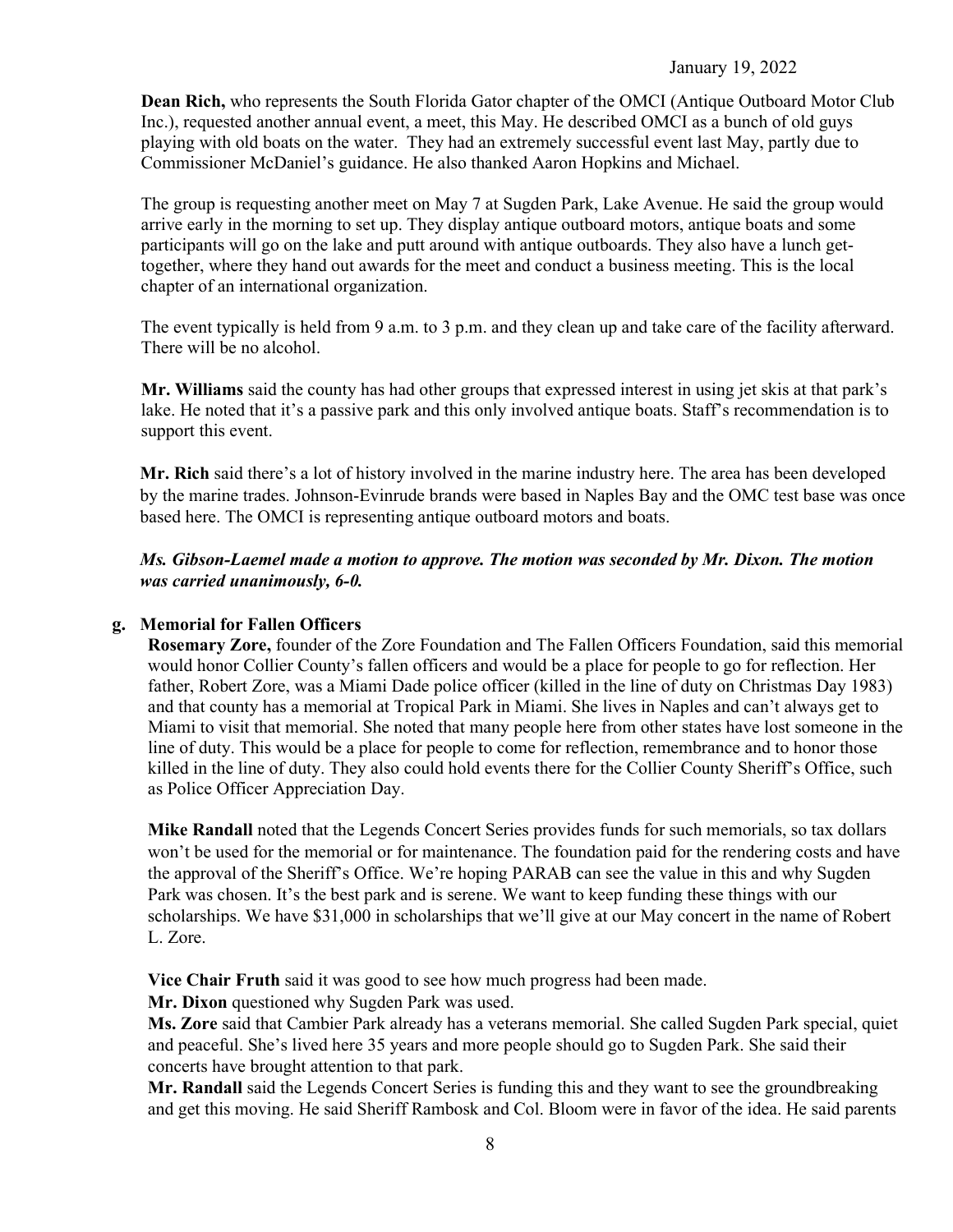**Dean Rich,** who represents the South Florida Gator chapter of the OMCI (Antique Outboard Motor Club Inc.), requested another annual event, a meet, this May. He described OMCI as a bunch of old guys playing with old boats on the water. They had an extremely successful event last May, partly due to Commissioner McDaniel's guidance. He also thanked Aaron Hopkins and Michael.

The group is requesting another meet on May 7 at Sugden Park, Lake Avenue. He said the group would arrive early in the morning to set up. They display antique outboard motors, antique boats and some participants will go on the lake and putt around with antique outboards. They also have a lunch get-together, where they hand out awards for the meet and conduct a business meeting. This is the local chapter of an international organization.

The event typically is held from 9 a.m. to 3 p.m. and they clean up and take care of the facility afterward. There will be no alcohol.

**Mr. Williams** said the county has had other groups that expressed interest in using jet skis at that park's lake. He noted that it's a passive park and this only involved antique boats. Staff's recommendation is to support this event.

**Mr. Rich** said there's a lot of history involved in the marine industry here. The area has been developed by the marine trades. Johnson-Evinrude brands were based in Naples Bay and the OMC test base was once based here. The OMCI is representing antique outboard motors and boats.

***Ms. Gibson-Laemel made a motion to approve. The motion was seconded by Mr. Dixon. The motion was carried unanimously, 6-0.***

**g. Memorial for Fallen Officers**

**Rosemary Zore,** founder of the Zore Foundation and The Fallen Officers Foundation, said this memorial would honor Collier County's fallen officers and would be a place for people to go for reflection. Her father, Robert Zore, was a Miami Dade police officer (killed in the line of duty on Christmas Day 1983) and that county has a memorial at Tropical Park in Miami. She lives in Naples and can't always get to Miami to visit that memorial. She noted that many people here from other states have lost someone in the line of duty. This would be a place for people to come for reflection, remembrance and to honor those killed in the line of duty. They also could hold events there for the Collier County Sheriff's Office, such as Police Officer Appreciation Day.

**Mike Randall** noted that the Legends Concert Series provides funds for such memorials, so tax dollars won't be used for the memorial or for maintenance. The foundation paid for the rendering costs and have the approval of the Sheriff's Office. We're hoping PARAB can see the value in this and why Sugden Park was chosen. It's the best park and is serene. We want to keep funding these things with our scholarships. We have $31,000 in scholarships that we'll give at our May concert in the name of Robert L. Zore.

**Vice Chair Fruth** said it was good to see how much progress had been made.

**Mr. Dixon** questioned why Sugden Park was used.

**Ms. Zore** said that Cambier Park already has a veterans memorial. She called Sugden Park special, quiet and peaceful. She's lived here 35 years and more people should go to Sugden Park. She said their concerts have brought attention to that park.

**Mr. Randall** said the Legends Concert Series is funding this and they want to see the groundbreaking and get this moving. He said Sheriff Rambosk and Col. Bloom were in favor of the idea. He said parents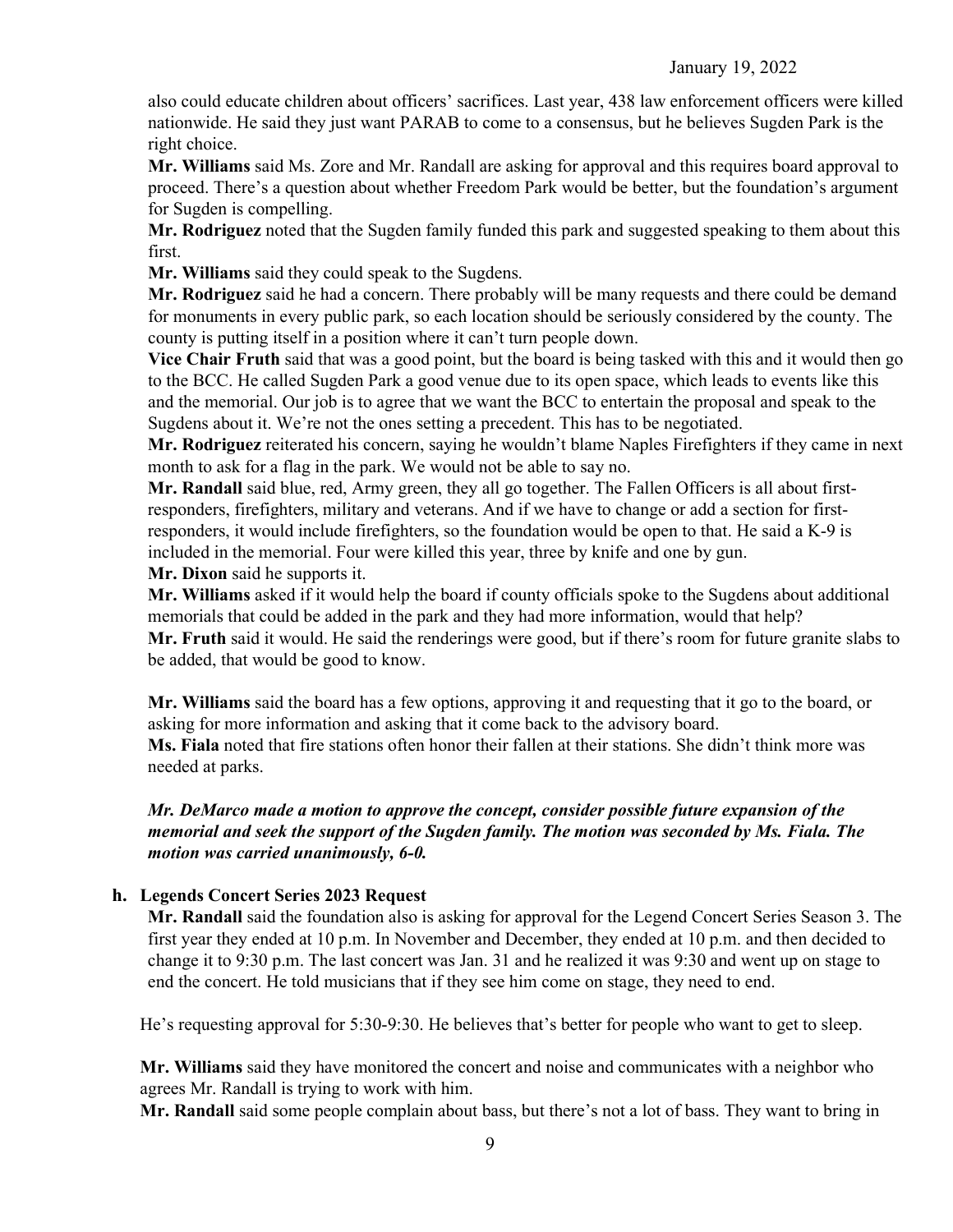also could educate children about officers' sacrifices. Last year, 438 law enforcement officers were killed nationwide. He said they just want PARAB to come to a consensus, but he believes Sugden Park is the right choice.

**Mr. Williams** said Ms. Zore and Mr. Randall are asking for approval and this requires board approval to proceed. There's a question about whether Freedom Park would be better, but the foundation's argument for Sugden is compelling.

**Mr. Rodriguez** noted that the Sugden family funded this park and suggested speaking to them about this first.

**Mr. Williams** said they could speak to the Sugdens.

**Mr. Rodriguez** said he had a concern. There probably will be many requests and there could be demand for monuments in every public park, so each location should be seriously considered by the county. The county is putting itself in a position where it can't turn people down.

**Vice Chair Fruth** said that was a good point, but the board is being tasked with this and it would then go to the BCC. He called Sugden Park a good venue due to its open space, which leads to events like this and the memorial. Our job is to agree that we want the BCC to entertain the proposal and speak to the Sugdens about it. We're not the ones setting a precedent. This has to be negotiated.

**Mr. Rodriguez** reiterated his concern, saying he wouldn't blame Naples Firefighters if they came in next month to ask for a flag in the park. We would not be able to say no.

**Mr. Randall** said blue, red, Army green, they all go together. The Fallen Officers is all about first-responders, firefighters, military and veterans. And if we have to change or add a section for first-responders, it would include firefighters, so the foundation would be open to that. He said a K-9 is included in the memorial. Four were killed this year, three by knife and one by gun.

**Mr. Dixon** said he supports it.

**Mr. Williams** asked if it would help the board if county officials spoke to the Sugdens about additional memorials that could be added in the park and they had more information, would that help?

**Mr. Fruth** said it would. He said the renderings were good, but if there's room for future granite slabs to be added, that would be good to know.

**Mr. Williams** said the board has a few options, approving it and requesting that it go to the board, or asking for more information and asking that it come back to the advisory board.

**Ms. Fiala** noted that fire stations often honor their fallen at their stations. She didn't think more was needed at parks.

***Mr. DeMarco made a motion to approve the concept, consider possible future expansion of the memorial and seek the support of the Sugden family. The motion was seconded by Ms. Fiala. The motion was carried unanimously, 6-0.***

**h. Legends Concert Series 2023 Request**

**Mr. Randall** said the foundation also is asking for approval for the Legend Concert Series Season 3. The first year they ended at 10 p.m. In November and December, they ended at 10 p.m. and then decided to change it to 9:30 p.m. The last concert was Jan. 31 and he realized it was 9:30 and went up on stage to end the concert. He told musicians that if they see him come on stage, they need to end.

He's requesting approval for 5:30-9:30. He believes that's better for people who want to get to sleep.

**Mr. Williams** said they have monitored the concert and noise and communicates with a neighbor who agrees Mr. Randall is trying to work with him.

**Mr. Randall** said some people complain about bass, but there's not a lot of bass. They want to bring in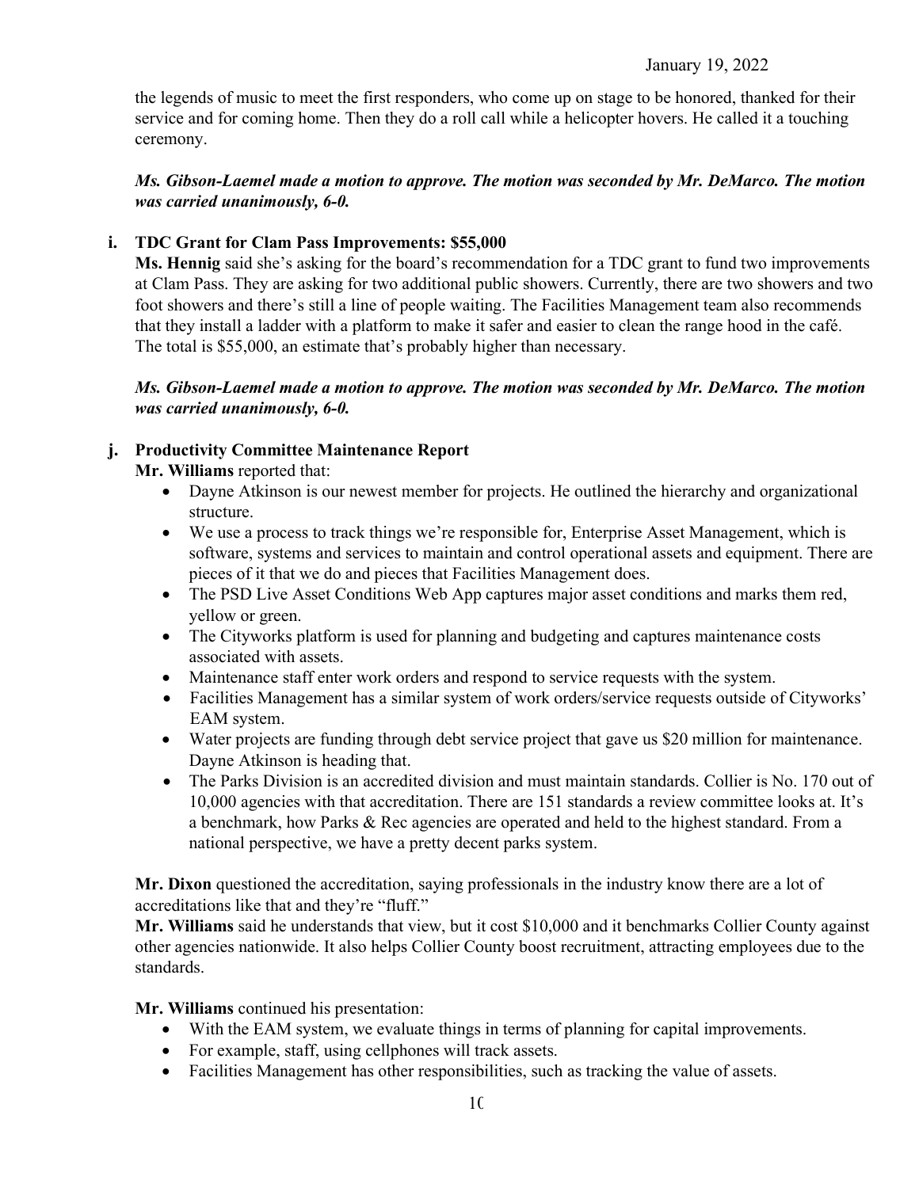the legends of music to meet the first responders, who come up on stage to be honored, thanked for their service and for coming home. Then they do a roll call while a helicopter hovers. He called it a touching ceremony.

***Ms. Gibson-Laemel made a motion to approve. The motion was seconded by Mr. DeMarco. The motion was carried unanimously, 6-0.***

**i. TDC Grant for Clam Pass Improvements: $55,000**

**Ms. Hennig** said she's asking for the board's recommendation for a TDC grant to fund two improvements at Clam Pass. They are asking for two additional public showers. Currently, there are two showers and two foot showers and there's still a line of people waiting. The Facilities Management team also recommends that they install a ladder with a platform to make it safer and easier to clean the range hood in the café. The total is $55,000, an estimate that's probably higher than necessary.

***Ms. Gibson-Laemel made a motion to approve. The motion was seconded by Mr. DeMarco. The motion was carried unanimously, 6-0.***

**j. Productivity Committee Maintenance Report**

**Mr. Williams** reported that:

- Dayne Atkinson is our newest member for projects. He outlined the hierarchy and organizational structure.
- We use a process to track things we're responsible for, Enterprise Asset Management, which is software, systems and services to maintain and control operational assets and equipment. There are pieces of it that we do and pieces that Facilities Management does.
- The PSD Live Asset Conditions Web App captures major asset conditions and marks them red, yellow or green.
- The Cityworks platform is used for planning and budgeting and captures maintenance costs associated with assets.
- Maintenance staff enter work orders and respond to service requests with the system.
- Facilities Management has a similar system of work orders/service requests outside of Cityworks' EAM system.
- Water projects are funding through debt service project that gave us $20 million for maintenance. Dayne Atkinson is heading that.
- The Parks Division is an accredited division and must maintain standards. Collier is No. 170 out of 10,000 agencies with that accreditation. There are 151 standards a review committee looks at. It's a benchmark, how Parks & Rec agencies are operated and held to the highest standard. From a national perspective, we have a pretty decent parks system.

**Mr. Dixon** questioned the accreditation, saying professionals in the industry know there are a lot of accreditations like that and they're "fluff."

**Mr. Williams** said he understands that view, but it cost $10,000 and it benchmarks Collier County against other agencies nationwide. It also helps Collier County boost recruitment, attracting employees due to the standards.

**Mr. Williams** continued his presentation:

- With the EAM system, we evaluate things in terms of planning for capital improvements.
- For example, staff, using cellphones will track assets.
- Facilities Management has other responsibilities, such as tracking the value of assets.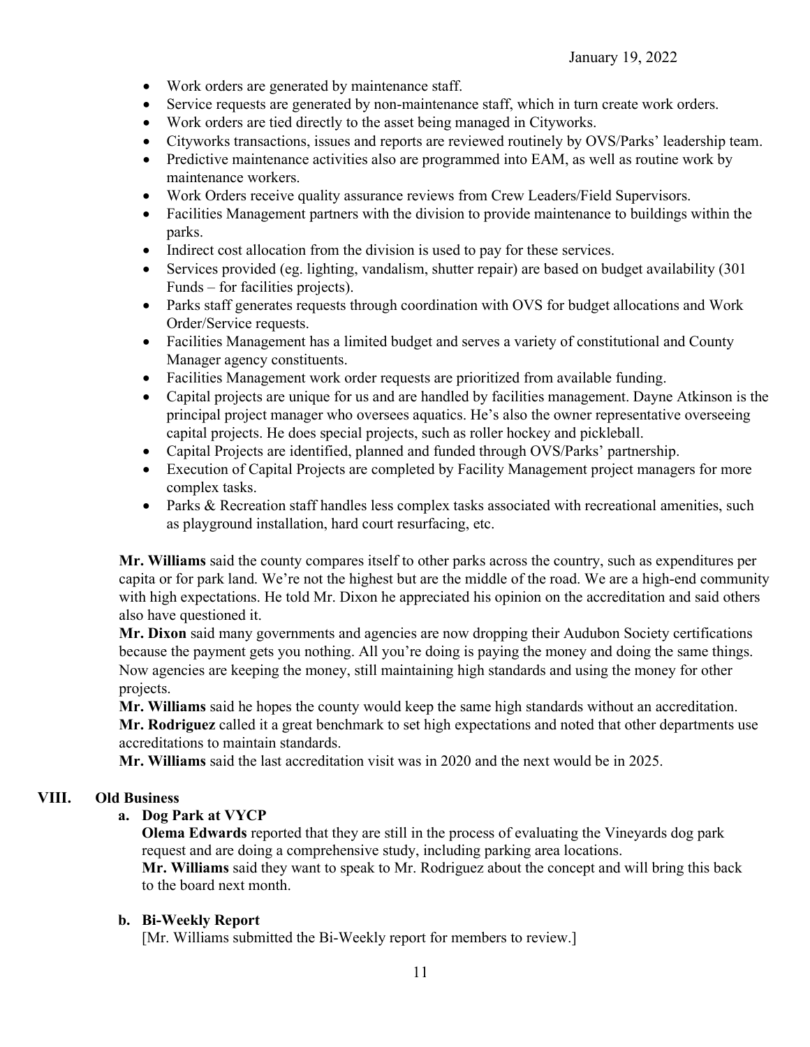- Work orders are generated by maintenance staff.
- Service requests are generated by non-maintenance staff, which in turn create work orders.
- Work orders are tied directly to the asset being managed in Cityworks.
- Cityworks transactions, issues and reports are reviewed routinely by OVS/Parks' leadership team.
- Predictive maintenance activities also are programmed into EAM, as well as routine work by maintenance workers.
- Work Orders receive quality assurance reviews from Crew Leaders/Field Supervisors.
- Facilities Management partners with the division to provide maintenance to buildings within the parks.
- Indirect cost allocation from the division is used to pay for these services.
- Services provided (eg. lighting, vandalism, shutter repair) are based on budget availability (301 Funds – for facilities projects).
- Parks staff generates requests through coordination with OVS for budget allocations and Work Order/Service requests.
- Facilities Management has a limited budget and serves a variety of constitutional and County Manager agency constituents.
- Facilities Management work order requests are prioritized from available funding.
- Capital projects are unique for us and are handled by facilities management. Dayne Atkinson is the principal project manager who oversees aquatics. He's also the owner representative overseeing capital projects. He does special projects, such as roller hockey and pickleball.
- Capital Projects are identified, planned and funded through OVS/Parks' partnership.
- Execution of Capital Projects are completed by Facility Management project managers for more complex tasks.
- Parks & Recreation staff handles less complex tasks associated with recreational amenities, such as playground installation, hard court resurfacing, etc.

**Mr. Williams** said the county compares itself to other parks across the country, such as expenditures per capita or for park land. We're not the highest but are the middle of the road. We are a high-end community with high expectations. He told Mr. Dixon he appreciated his opinion on the accreditation and said others also have questioned it.

**Mr. Dixon** said many governments and agencies are now dropping their Audubon Society certifications because the payment gets you nothing. All you're doing is paying the money and doing the same things. Now agencies are keeping the money, still maintaining high standards and using the money for other projects.

**Mr. Williams** said he hopes the county would keep the same high standards without an accreditation.

**Mr. Rodriguez** called it a great benchmark to set high expectations and noted that other departments use accreditations to maintain standards.

**Mr. Williams** said the last accreditation visit was in 2020 and the next would be in 2025.

## VIII. Old Business

### a. Dog Park at VYCP

**Olema Edwards** reported that they are still in the process of evaluating the Vineyards dog park request and are doing a comprehensive study, including parking area locations.

**Mr. Williams** said they want to speak to Mr. Rodriguez about the concept and will bring this back to the board next month.

### b. Bi-Weekly Report

[Mr. Williams submitted the Bi-Weekly report for members to review.]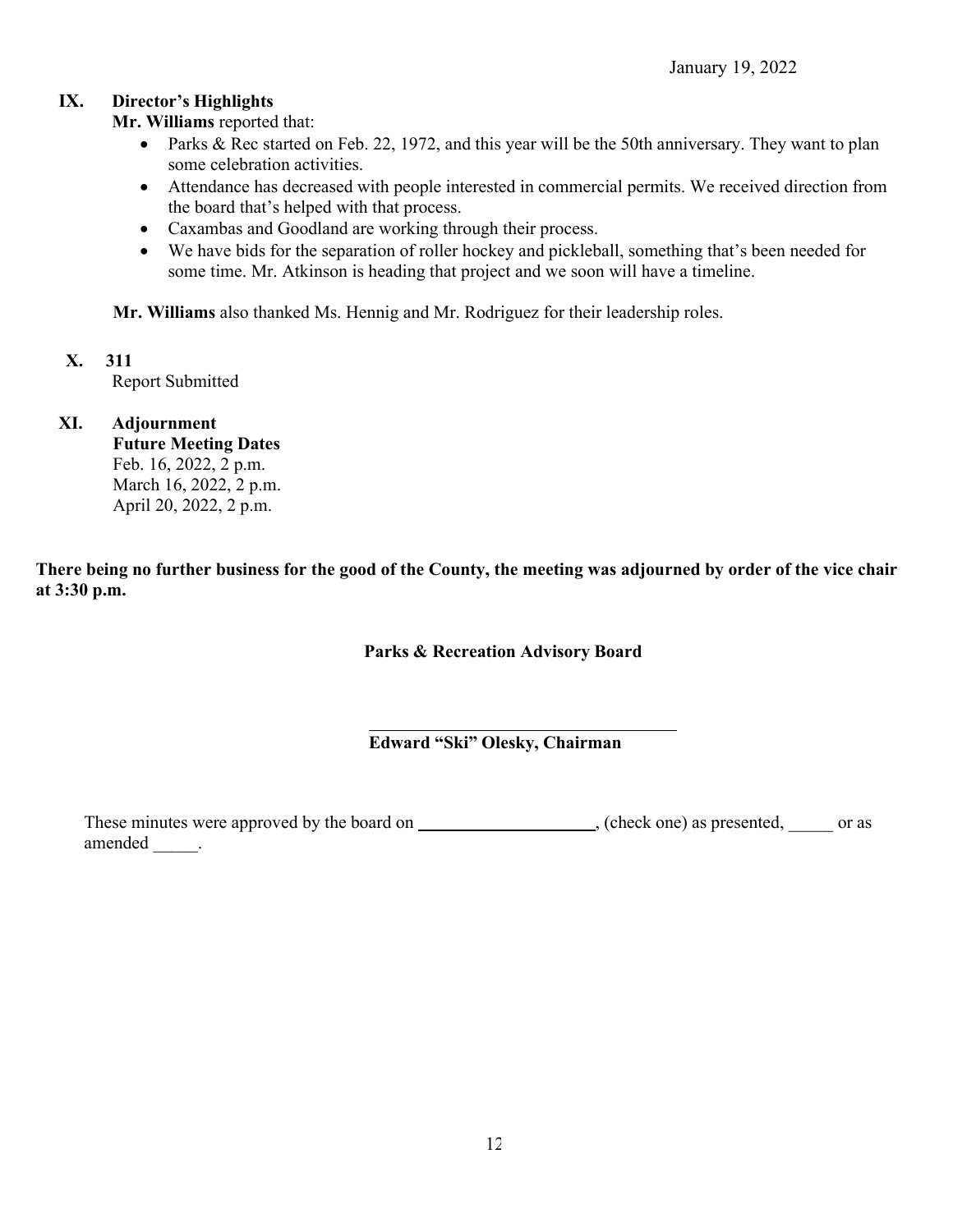January 19, 2022

## IX. Director's Highlights

**Mr. Williams** reported that:

- Parks & Rec started on Feb. 22, 1972, and this year will be the 50th anniversary. They want to plan some celebration activities.
- Attendance has decreased with people interested in commercial permits. We received direction from the board that's helped with that process.
- Caxambas and Goodland are working through their process.
- We have bids for the separation of roller hockey and pickleball, something that's been needed for some time. Mr. Atkinson is heading that project and we soon will have a timeline.

**Mr. Williams** also thanked Ms. Hennig and Mr. Rodriguez for their leadership roles.

## X. 311

Report Submitted

## XI. Adjournment

**Future Meeting Dates**

Feb. 16, 2022, 2 p.m.
March 16, 2022, 2 p.m.
April 20, 2022, 2 p.m.

**There being no further business for the good of the County, the meeting was adjourned by order of the vice chair at 3:30 p.m.**

**Parks & Recreation Advisory Board**

______________________________

**Edward "Ski" Olesky, Chairman**

These minutes were approved by the board on ____________________, (check one) as presented, _____ or as amended _____.